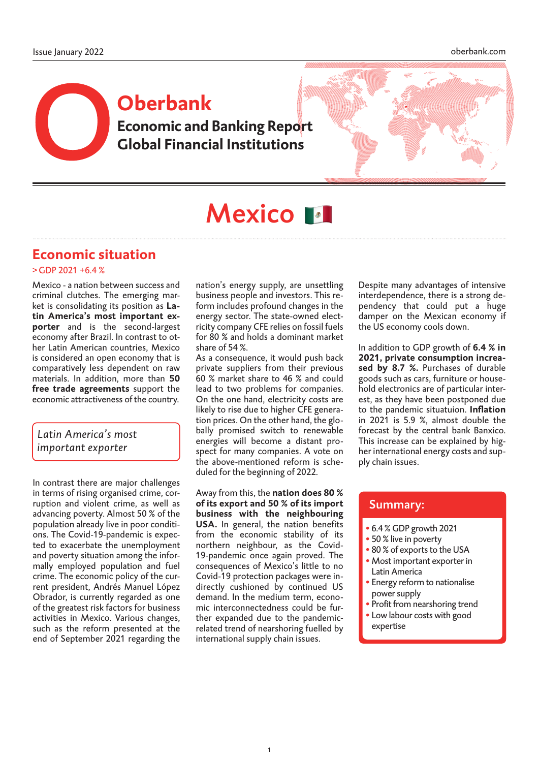# Oberbank

**Economic and Banking Report**
**Global Financial Institutions**

# Mexico

## Economic situation

> GDP 2021 +6.4 %

Mexico - a nation between success and criminal clutches. The emerging market is consolidating its position as **Latin America's most important exporter** and is the second-largest economy after Brazil. In contrast to other Latin American countries, Mexico is considered an open economy that is comparatively less dependent on raw materials. In addition, more than **50 free trade agreements** support the economic attractiveness of the country.

*Latin America's most important exporter*

In contrast there are major challenges in terms of rising organised crime, corruption and violent crime, as well as advancing poverty. Almost 50 % of the population already live in poor conditions. The Covid-19-pandemic is expected to exacerbate the unemployment and poverty situation among the informally employed population and fuel crime. The economic policy of the current president, Andrés Manuel López Obrador, is currently regarded as one of the greatest risk factors for business activities in Mexico. Various changes, such as the reform presented at the end of September 2021 regarding the nation's energy supply, are unsettling business people and investors. This reform includes profound changes in the energy sector. The state-owned electricity company CFE relies on fossil fuels for 80 % and holds a dominant market share of 54 %.
As a consequence, it would push back private suppliers from their previous 60 % market share to 46 % and could lead to two problems for companies. On the one hand, electricity costs are likely to rise due to higher CFE generation prices. On the other hand, the globally promised switch to renewable energies will become a distant prospect for many companies. A vote on the above-mentioned reform is scheduled for the beginning of 2022.

Away from this, the **nation does 80 % of its export and 50 % of its import business with the neighbouring USA.** In general, the nation benefits from the economic stability of its northern neighbour, as the Covid-19-pandemic once again proved. The consequences of Mexico's little to no Covid-19 protection packages were indirectly cushioned by continued US demand. In the medium term, economic interconnectedness could be further expanded due to the pandemic-related trend of nearshoring fuelled by international supply chain issues.

Despite many advantages of intensive interdependence, there is a strong dependency that could put a huge damper on the Mexican economy if the US economy cools down.

In addition to GDP growth of **6.4 % in 2021, private consumption increased by 8.7 %.** Purchases of durable goods such as cars, furniture or household electronics are of particular interest, as they have been postponed due to the pandemic situatuion. **Inflation** in 2021 is 5.9 %, almost double the forecast by the central bank Banxico. This increase can be explained by higher international energy costs and supply chain issues.

### Summary:

- 6.4 % GDP growth 2021
- 50 % live in poverty
- 80 % of exports to the USA
- Most important exporter in Latin America
- Energy reform to nationalise power supply
- Profit from nearshoring trend
- Low labour costs with good expertise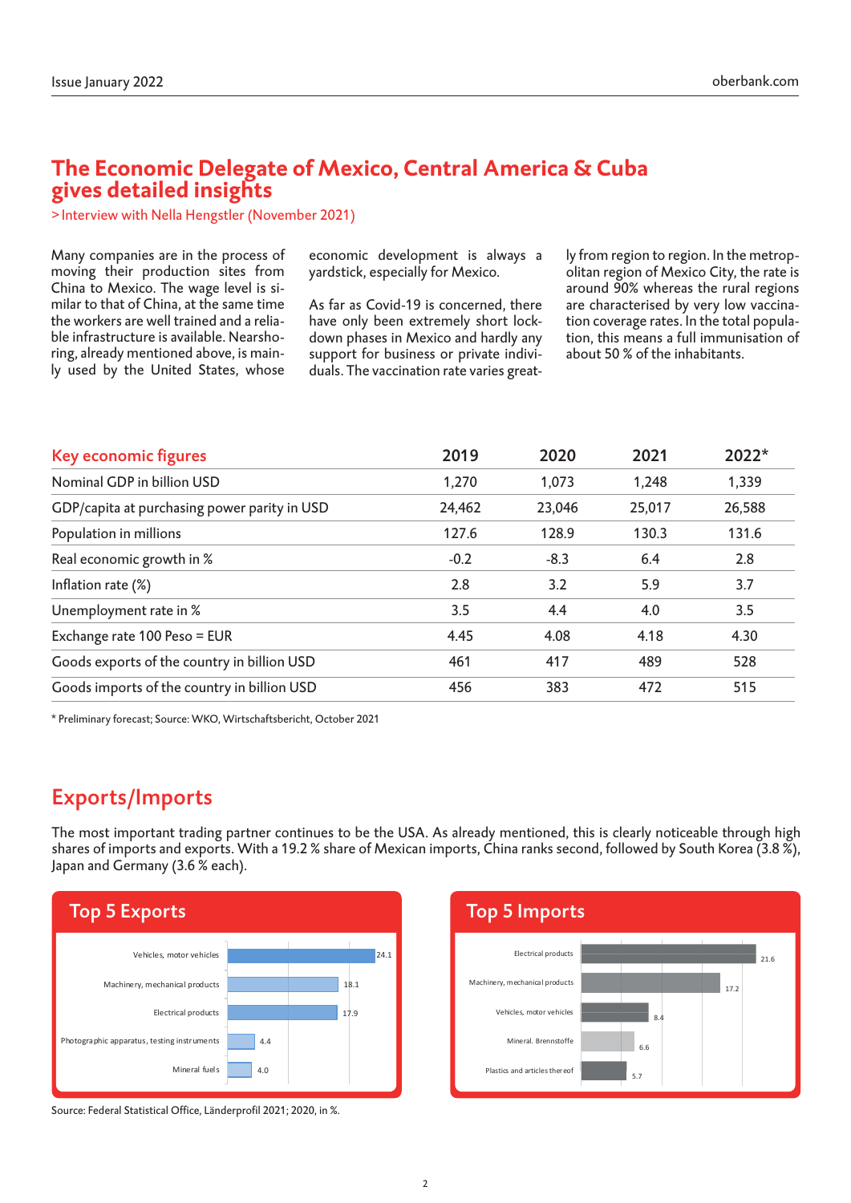# The Economic Delegate of Mexico, Central America & Cuba gives detailed insights

> Interview with Nella Hengstler (November 2021)

Many companies are in the process of moving their production sites from China to Mexico. The wage level is similar to that of China, at the same time the workers are well trained and a reliable infrastructure is available. Nearshoring, already mentioned above, is mainly used by the United States, whose economic development is always a yardstick, especially for Mexico.

As far as Covid-19 is concerned, there have only been extremely short lockdown phases in Mexico and hardly any support for business or private individuals. The vaccination rate varies greatly from region to region. In the metropolitan region of Mexico City, the rate is around 90% whereas the rural regions are characterised by very low vaccination coverage rates. In the total population, this means a full immunisation of about 50 % of the inhabitants.

| Key economic figures | 2019 | 2020 | 2021 | 2022* |
|---|---|---|---|---|
| Nominal GDP in billion USD | 1,270 | 1,073 | 1,248 | 1,339 |
| GDP/capita at purchasing power parity in USD | 24,462 | 23,046 | 25,017 | 26,588 |
| Population in millions | 127.6 | 128.9 | 130.3 | 131.6 |
| Real economic growth in % | -0.2 | -8.3 | 6.4 | 2.8 |
| Inflation rate (%) | 2.8 | 3.2 | 5.9 | 3.7 |
| Unemployment rate in % | 3.5 | 4.4 | 4.0 | 3.5 |
| Exchange rate 100 Peso = EUR | 4.45 | 4.08 | 4.18 | 4.30 |
| Goods exports of the country in billion USD | 461 | 417 | 489 | 528 |
| Goods imports of the country in billion USD | 456 | 383 | 472 | 515 |

\* Preliminary forecast; Source: WKO, Wirtschaftsbericht, October 2021

## Exports/Imports

The most important trading partner continues to be the USA. As already mentioned, this is clearly noticeable through high shares of imports and exports. With a 19.2 % share of Mexican imports, China ranks second, followed by South Korea (3.8 %), Japan and Germany (3.6 % each).

### Top 5 Exports

| Product | % |
|---|---|
| Vehicles, motor vehicles | 24.1 |
| Machinery, mechanical products | 18.1 |
| Electrical products | 17.9 |
| Photographic apparatus, testing instruments | 4.4 |
| Mineral fuels | 4.0 |

### Top 5 Imports

| Product | % |
|---|---|
| Electrical products | 21.6 |
| Machinery, mechanical products | 17.2 |
| Vehicles, motor vehicles | 8.4 |
| Mineral. Brennstoffe | 6.6 |
| Plastics and articles thereof | 5.7 |

Source: Federal Statistical Office, Länderprofil 2021; 2020, in %.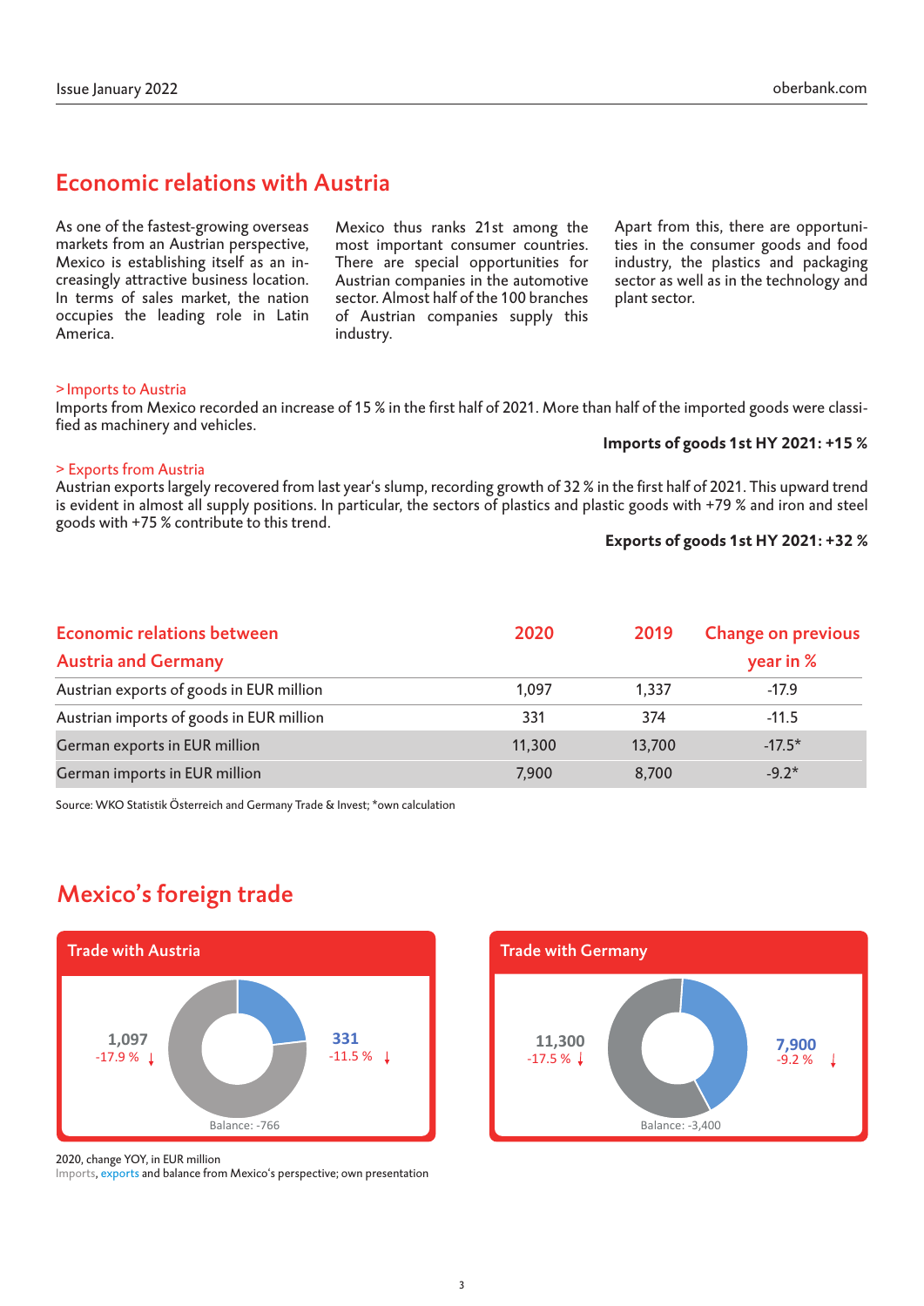## Economic relations with Austria

As one of the fastest-growing overseas markets from an Austrian perspective, Mexico is establishing itself as an increasingly attractive business location. In terms of sales market, the nation occupies the leading role in Latin America.

Mexico thus ranks 21st among the most important consumer countries. There are special opportunities for Austrian companies in the automotive sector. Almost half of the 100 branches of Austrian companies supply this industry.

Apart from this, there are opportunities in the consumer goods and food industry, the plastics and packaging sector as well as in the technology and plant sector.

> Imports to Austria

Imports from Mexico recorded an increase of 15 % in the first half of 2021. More than half of the imported goods were classified as machinery and vehicles.

**Imports of goods 1st HY 2021: +15 %**

> Exports from Austria

Austrian exports largely recovered from last year's slump, recording growth of 32 % in the first half of 2021. This upward trend is evident in almost all supply positions. In particular, the sectors of plastics and plastic goods with +79 % and iron and steel goods with +75 % contribute to this trend.

**Exports of goods 1st HY 2021: +32 %**

| Economic relations between Austria and Germany | 2020 | 2019 | Change on previous year in % |
|---|---|---|---|
| Austrian exports of goods in EUR million | 1,097 | 1,337 | -17.9 |
| Austrian imports of goods in EUR million | 331 | 374 | -11.5 |
| German exports in EUR million | 11,300 | 13,700 | -17.5* |
| German imports in EUR million | 7,900 | 8,700 | -9.2* |

Source: WKO Statistik Österreich and Germany Trade & Invest; *own calculation

## Mexico's foreign trade

**Trade with Austria**

1,097 (-17.9 % ↓) | 331 (-11.5 % ↓) | Balance: -766

**Trade with Germany**

11,300 (-17.5 % ↓) | 7,900 (-9.2 % ↓) | Balance: -3,400

2020, change YOY, in EUR million

Imports, exports and balance from Mexico's perspective; own presentation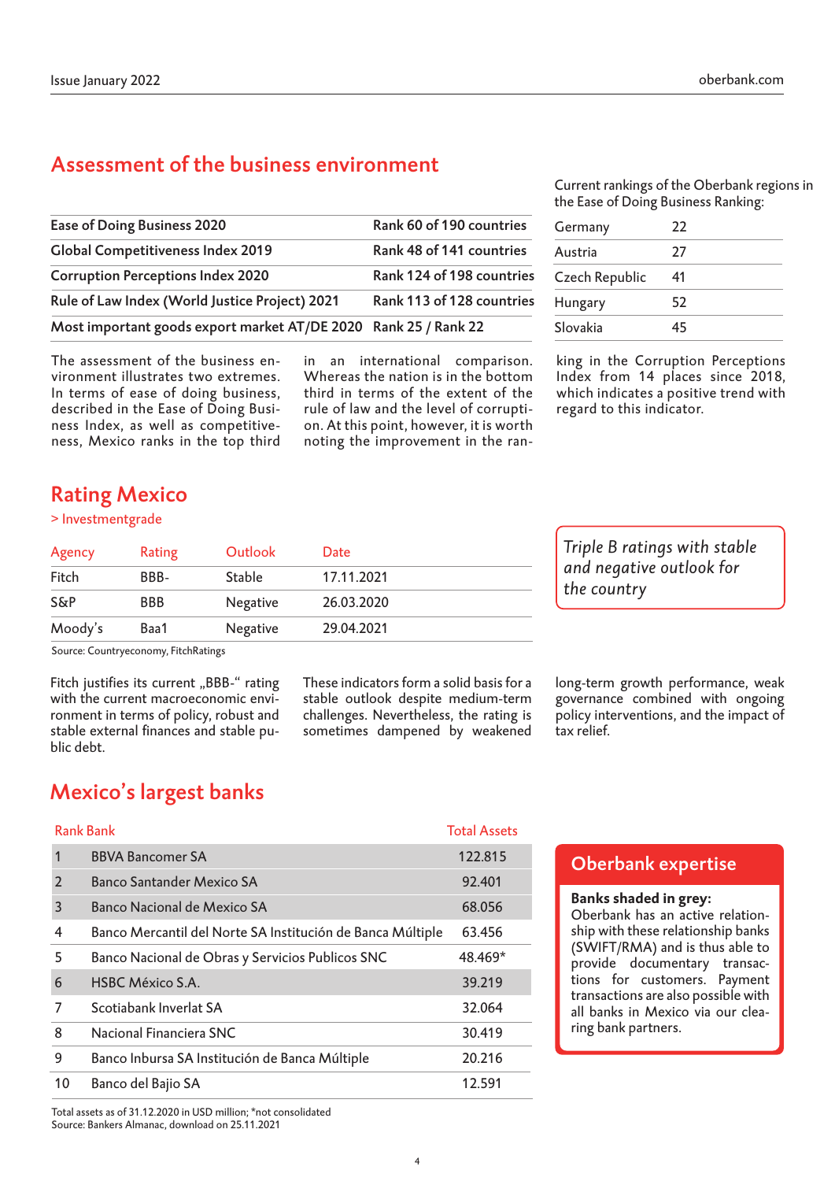## Assessment of the business environment

| | |
|---|---|
| Ease of Doing Business 2020 | Rank 60 of 190 countries |
| Global Competitiveness Index 2019 | Rank 48 of 141 countries |
| Corruption Perceptions Index 2020 | Rank 124 of 198 countries |
| Rule of Law Index (World Justice Project) 2021 | Rank 113 of 128 countries |
| Most important goods export market AT/DE 2020 | Rank 25 / Rank 22 |

Current rankings of the Oberbank regions in the Ease of Doing Business Ranking:

| | |
|---|---|
| Germany | 22 |
| Austria | 27 |
| Czech Republic | 41 |
| Hungary | 52 |
| Slovakia | 45 |

The assessment of the business environment illustrates two extremes. In terms of ease of doing business, described in the Ease of Doing Business Index, as well as competitiveness, Mexico ranks in the top third in an international comparison. Whereas the nation is in the bottom third in terms of the extent of the rule of law and the level of corruption. At this point, however, it is worth noting the improvement in the ranking in the Corruption Perceptions Index from 14 places since 2018, which indicates a positive trend with regard to this indicator.

## Rating Mexico

> Investmentgrade

| Agency | Rating | Outlook | Date |
|---|---|---|---|
| Fitch | BBB- | Stable | 17.11.2021 |
| S&P | BBB | Negative | 26.03.2020 |
| Moody's | Baa1 | Negative | 29.04.2021 |

Source: Countryeconomy, FitchRatings

*Triple B ratings with stable and negative outlook for the country*

Fitch justifies its current „BBB-" rating with the current macroeconomic environment in terms of policy, robust and stable external finances and stable public debt. These indicators form a solid basis for a stable outlook despite medium-term challenges. Nevertheless, the rating is sometimes dampened by weakened long-term growth performance, weak governance combined with ongoing policy interventions, and the impact of tax relief.

## Mexico's largest banks

| Rank | Bank | Total Assets |
|---|---|---|
| 1 | BBVA Bancomer SA | 122.815 |
| 2 | Banco Santander Mexico SA | 92.401 |
| 3 | Banco Nacional de Mexico SA | 68.056 |
| 4 | Banco Mercantil del Norte SA Institución de Banca Múltiple | 63.456 |
| 5 | Banco Nacional de Obras y Servicios Publicos SNC | 48.469* |
| 6 | HSBC México S.A. | 39.219 |
| 7 | Scotiabank Inverlat SA | 32.064 |
| 8 | Nacional Financiera SNC | 30.419 |
| 9 | Banco Inbursa SA Institución de Banca Múltiple | 20.216 |
| 10 | Banco del Bajio SA | 12.591 |

Total assets as of 31.12.2020 in USD million; *not consolidated
Source: Bankers Almanac, download on 25.11.2021

### Oberbank expertise

**Banks shaded in grey:**
Oberbank has an active relationship with these relationship banks (SWIFT/RMA) and is thus able to provide documentary transactions for customers. Payment transactions are also possible with all banks in Mexico via our clearing bank partners.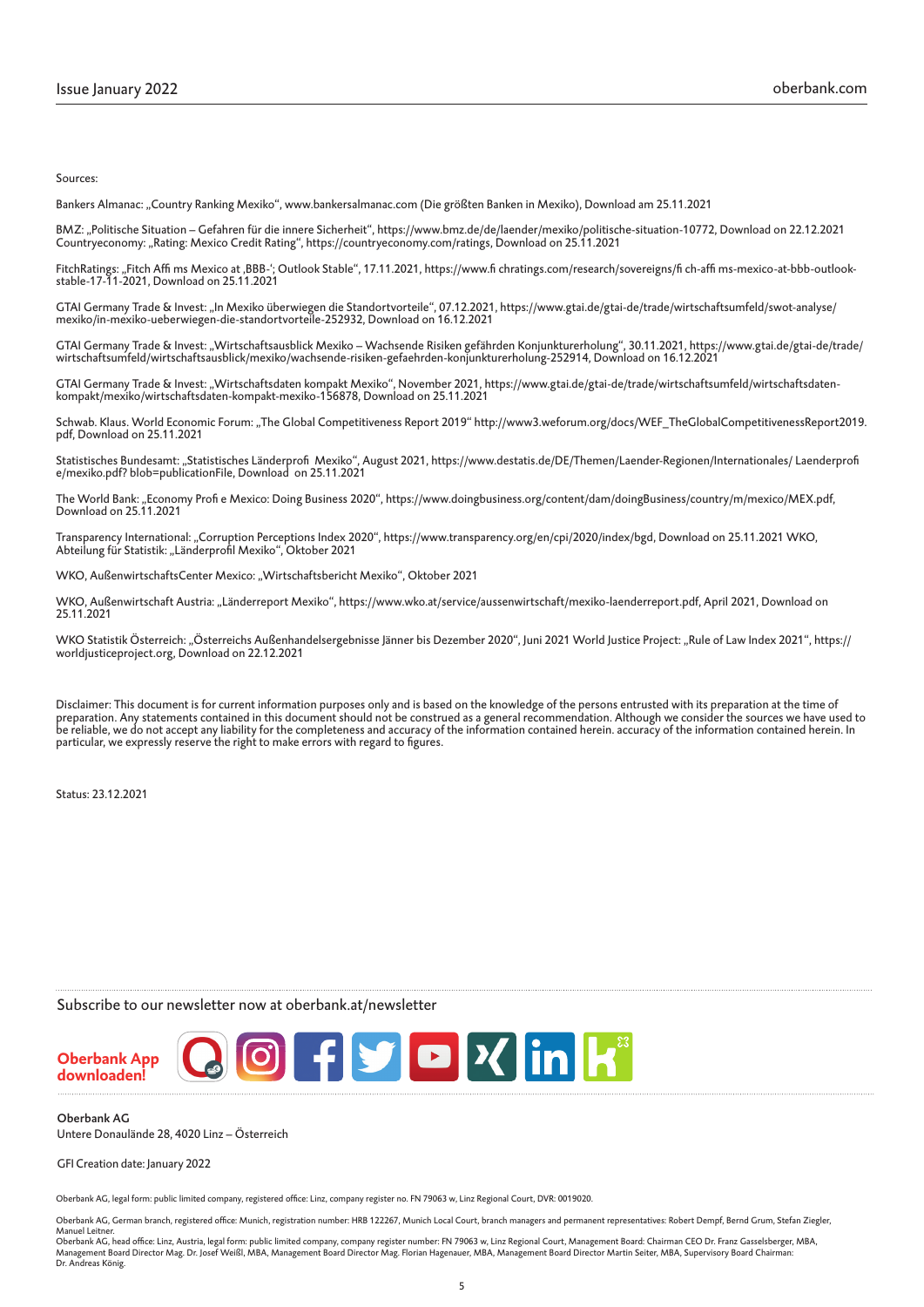Sources:

Bankers Almanac: „Country Ranking Mexiko", www.bankersalmanac.com (Die größten Banken in Mexiko), Download am 25.11.2021

BMZ: „Politische Situation – Gefahren für die innere Sicherheit", https://www.bmz.de/de/laender/mexiko/politische-situation-10772, Download on 22.12.2021 Countryeconomy: „Rating: Mexico Credit Rating", https://countryeconomy.com/ratings, Download on 25.11.2021

FitchRatings: „Fitch Affi ms Mexico at ‚BBB-'; Outlook Stable", 17.11.2021, https://www.fi chratings.com/research/sovereigns/fi ch-affi ms-mexico-at-bbb-outlook-stable-17-11-2021, Download on 25.11.2021

GTAI Germany Trade & Invest: „In Mexiko überwiegen die Standortvorteile", 07.12.2021, https://www.gtai.de/gtai-de/trade/wirtschaftsumfeld/swot-analyse/mexiko/in-mexiko-ueberwiegen-die-standortvorteile-252932, Download on 16.12.2021

GTAI Germany Trade & Invest: „Wirtschaftsausblick Mexiko – Wachsende Risiken gefährden Konjunkturerholung", 30.11.2021, https://www.gtai.de/gtai-de/trade/wirtschaftsumfeld/wirtschaftsausblick/mexiko/wachsende-risiken-gefaehrden-konjunkturerholung-252914, Download on 16.12.2021

GTAI Germany Trade & Invest: „Wirtschaftsdaten kompakt Mexiko", November 2021, https://www.gtai.de/gtai-de/trade/wirtschaftsumfeld/wirtschaftsdaten-kompakt/mexiko/wirtschaftsdaten-kompakt-mexiko-156878, Download on 25.11.2021

Schwab. Klaus. World Economic Forum: „The Global Competitiveness Report 2019" http://www3.weforum.org/docs/WEF_TheGlobalCompetitivenessReport2019.pdf, Download on 25.11.2021

Statistisches Bundesamt: „Statistisches Länderprofi Mexiko", August 2021, https://www.destatis.de/DE/Themen/Laender-Regionen/Internationales/ Laenderprofi e/mexiko.pdf? blob=publicationFile, Download on 25.11.2021

The World Bank: „Economy Profi e Mexico: Doing Business 2020", https://www.doingbusiness.org/content/dam/doingBusiness/country/m/mexico/MEX.pdf, Download on 25.11.2021

Transparency International: „Corruption Perceptions Index 2020", https://www.transparency.org/en/cpi/2020/index/bgd, Download on 25.11.2021 WKO, Abteilung für Statistik: „Länderprofil Mexiko", Oktober 2021

WKO, AußenwirtschaftsCenter Mexico: „Wirtschaftsbericht Mexiko", Oktober 2021

WKO, Außenwirtschaft Austria: „Länderreport Mexiko", https://www.wko.at/service/aussenwirtschaft/mexiko-laenderreport.pdf, April 2021, Download on 25.11.2021

WKO Statistik Österreich: „Österreichs Außenhandelsergebnisse Jänner bis Dezember 2020", Juni 2021 World Justice Project: „Rule of Law Index 2021", https://worldjusticeproject.org, Download on 22.12.2021

Disclaimer: This document is for current information purposes only and is based on the knowledge of the persons entrusted with its preparation at the time of preparation. Any statements contained in this document should not be construed as a general recommendation. Although we consider the sources we have used to be reliable, we do not accept any liability for the completeness and accuracy of the information contained herein. accuracy of the information contained herein. In particular, we expressly reserve the right to make errors with regard to figures.

Status: 23.12.2021

Subscribe to our newsletter now at oberbank.at/newsletter

**Oberbank App downloaden!**

**Oberbank AG**
Untere Donaulände 28, 4020 Linz – Österreich

GFI Creation date: January 2022

Oberbank AG, legal form: public limited company, registered office: Linz, company register no. FN 79063 w, Linz Regional Court, DVR: 0019020.

Oberbank AG, German branch, registered office: Munich, registration number: HRB 122267, Munich Local Court, branch managers and permanent representatives: Robert Dempf, Bernd Grum, Stefan Ziegler, Manuel Leitner.
Oberbank AG, head office: Linz, Austria, legal form: public limited company, company register number: FN 79063 w, Linz Regional Court, Management Board: Chairman CEO Dr. Franz Gasselsberger, MBA, Management Board Director Mag. Dr. Josef Weißl, MBA, Management Board Director Mag. Florian Hagenauer, MBA, Management Board Director Martin Seiter, MBA, Supervisory Board Chairman: Dr. Andreas König.